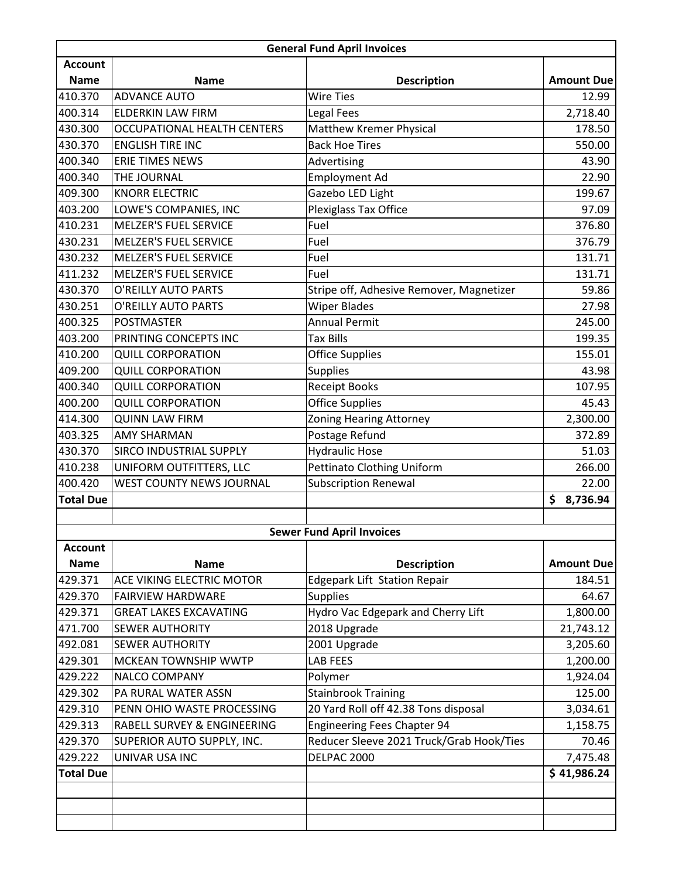| General Fund April Invoices | | | |
|---|---|---|---|
| **Account Name** | **Name** | **Description** | **Amount Due** |
| 410.370 | ADVANCE AUTO | Wire Ties | 12.99 |
| 400.314 | ELDERKIN LAW FIRM | Legal Fees | 2,718.40 |
| 430.300 | OCCUPATIONAL HEALTH CENTERS | Matthew Kremer Physical | 178.50 |
| 430.370 | ENGLISH TIRE INC | Back Hoe Tires | 550.00 |
| 400.340 | ERIE TIMES NEWS | Advertising | 43.90 |
| 400.340 | THE JOURNAL | Employment Ad | 22.90 |
| 409.300 | KNORR ELECTRIC | Gazebo LED Light | 199.67 |
| 403.200 | LOWE'S COMPANIES, INC | Plexiglass Tax Office | 97.09 |
| 410.231 | MELZER'S FUEL SERVICE | Fuel | 376.80 |
| 430.231 | MELZER'S FUEL SERVICE | Fuel | 376.79 |
| 430.232 | MELZER'S FUEL SERVICE | Fuel | 131.71 |
| 411.232 | MELZER'S FUEL SERVICE | Fuel | 131.71 |
| 430.370 | O'REILLY AUTO PARTS | Stripe off, Adhesive Remover, Magnetizer | 59.86 |
| 430.251 | O'REILLY AUTO PARTS | Wiper Blades | 27.98 |
| 400.325 | POSTMASTER | Annual Permit | 245.00 |
| 403.200 | PRINTING CONCEPTS INC | Tax Bills | 199.35 |
| 410.200 | QUILL CORPORATION | Office Supplies | 155.01 |
| 409.200 | QUILL CORPORATION | Supplies | 43.98 |
| 400.340 | QUILL CORPORATION | Receipt Books | 107.95 |
| 400.200 | QUILL CORPORATION | Office Supplies | 45.43 |
| 414.300 | QUINN LAW FIRM | Zoning Hearing Attorney | 2,300.00 |
| 403.325 | AMY SHARMAN | Postage Refund | 372.89 |
| 430.370 | SIRCO INDUSTRIAL SUPPLY | Hydraulic Hose | 51.03 |
| 410.238 | UNIFORM OUTFITTERS, LLC | Pettinato Clothing Uniform | 266.00 |
| 400.420 | WEST COUNTY NEWS JOURNAL | Subscription Renewal | 22.00 |
| **Total Due** | | | **$ 8,736.94** |

| Sewer Fund April Invoices | | | |
|---|---|---|---|
| **Account Name** | **Name** | **Description** | **Amount Due** |
| 429.371 | ACE VIKING ELECTRIC MOTOR | Edgepark Lift Station Repair | 184.51 |
| 429.370 | FAIRVIEW HARDWARE | Supplies | 64.67 |
| 429.371 | GREAT LAKES EXCAVATING | Hydro Vac Edgepark and Cherry Lift | 1,800.00 |
| 471.700 | SEWER AUTHORITY | 2018 Upgrade | 21,743.12 |
| 492.081 | SEWER AUTHORITY | 2001 Upgrade | 3,205.60 |
| 429.301 | MCKEAN TOWNSHIP WWTP | LAB FEES | 1,200.00 |
| 429.222 | NALCO COMPANY | Polymer | 1,924.04 |
| 429.302 | PA RURAL WATER ASSN | Stainbrook Training | 125.00 |
| 429.310 | PENN OHIO WASTE PROCESSING | 20 Yard Roll off 42.38 Tons disposal | 3,034.61 |
| 429.313 | RABELL SURVEY & ENGINEERING | Engineering Fees Chapter 94 | 1,158.75 |
| 429.370 | SUPERIOR AUTO SUPPLY, INC. | Reducer Sleeve 2021 Truck/Grab Hook/Ties | 70.46 |
| 429.222 | UNIVAR USA INC | DELPAC 2000 | 7,475.48 |
| **Total Due** | | | **$ 41,986.24** |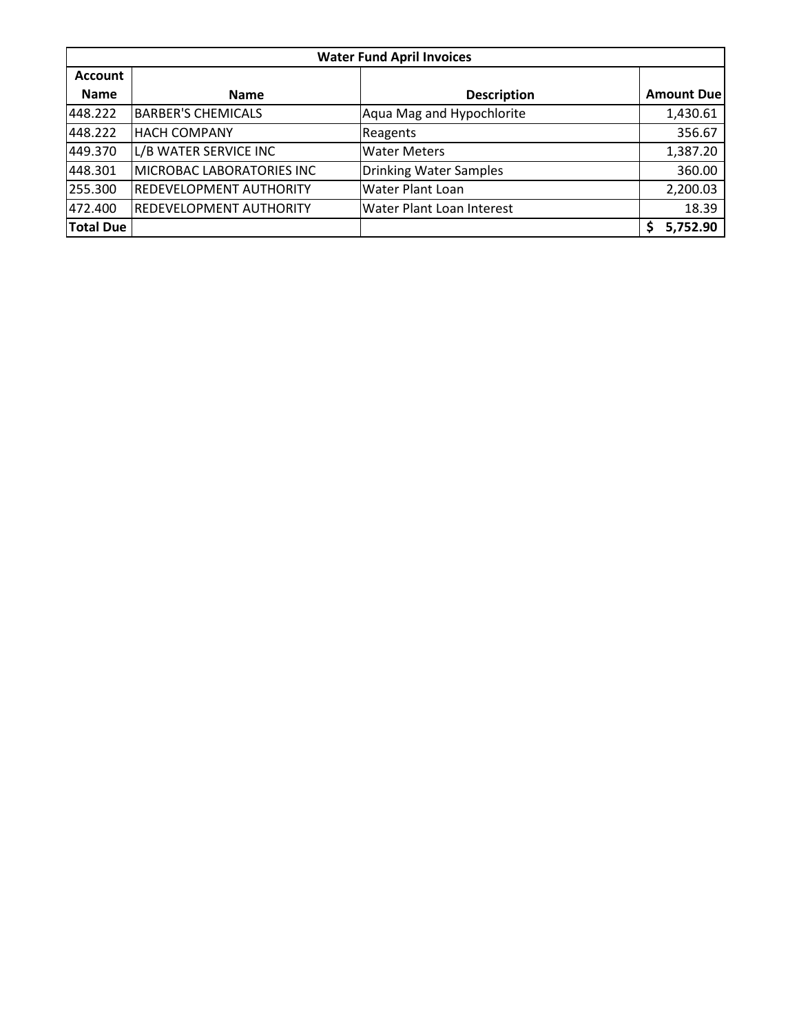| Water Fund April Invoices | | | |
|---|---|---|---|
| Account Name | Name | Description | Amount Due |
| 448.222 | BARBER'S CHEMICALS | Aqua Mag and Hypochlorite | 1,430.61 |
| 448.222 | HACH COMPANY | Reagents | 356.67 |
| 449.370 | L/B WATER SERVICE INC | Water Meters | 1,387.20 |
| 448.301 | MICROBAC LABORATORIES INC | Drinking Water Samples | 360.00 |
| 255.300 | REDEVELOPMENT AUTHORITY | Water Plant Loan | 2,200.03 |
| 472.400 | REDEVELOPMENT AUTHORITY | Water Plant Loan Interest | 18.39 |
| **Total Due** | | | **$ 5,752.90** |